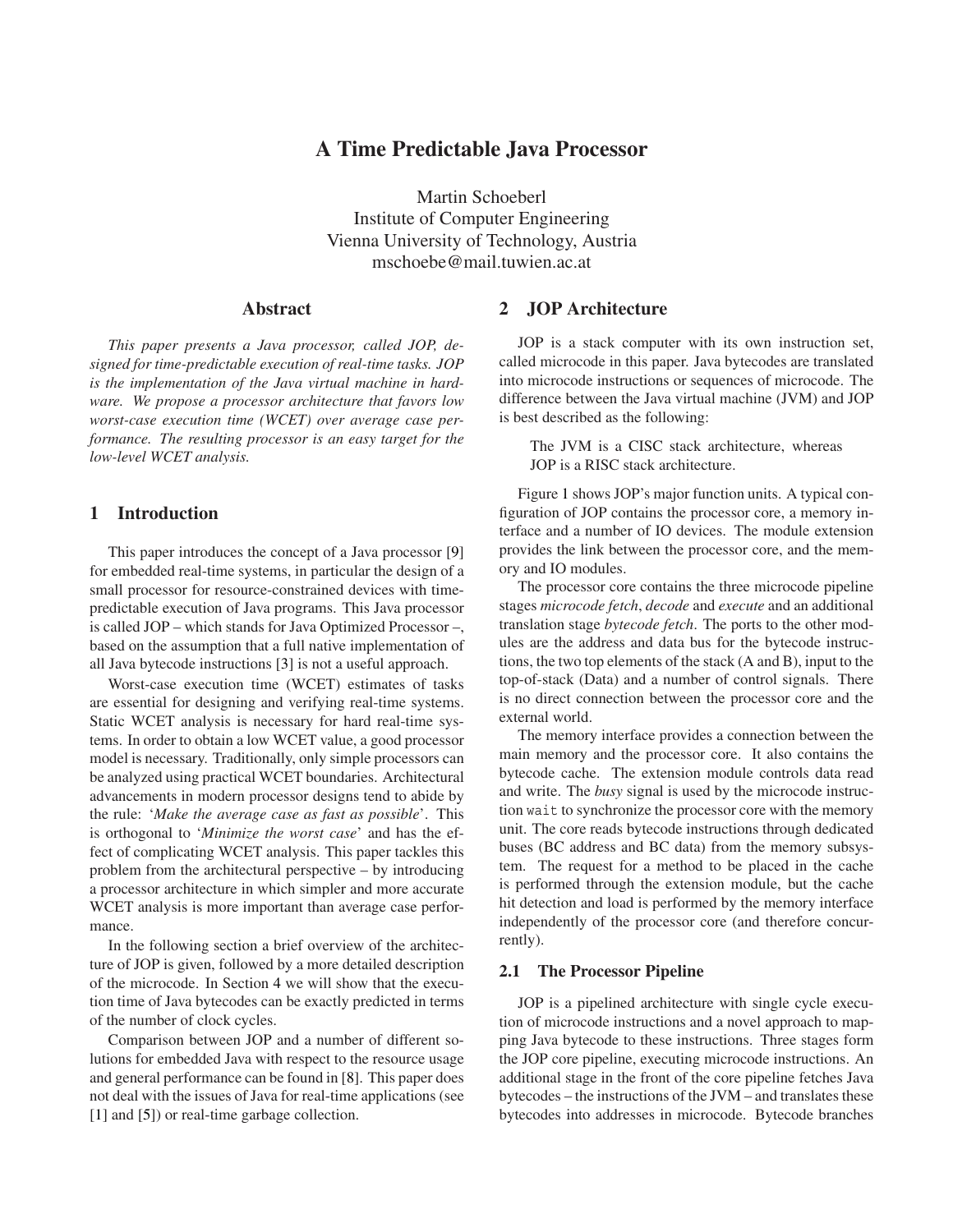# A Time Predictable Java Processor

Martin Schoeberl
Institute of Computer Engineering
Vienna University of Technology, Austria
mschoebe@mail.tuwien.ac.at

## Abstract

*This paper presents a Java processor, called JOP, designed for time-predictable execution of real-time tasks. JOP is the implementation of the Java virtual machine in hardware. We propose a processor architecture that favors low worst-case execution time (WCET) over average case performance. The resulting processor is an easy target for the low-level WCET analysis.*

## 1 Introduction

This paper introduces the concept of a Java processor [9] for embedded real-time systems, in particular the design of a small processor for resource-constrained devices with time-predictable execution of Java programs. This Java processor is called JOP – which stands for Java Optimized Processor –, based on the assumption that a full native implementation of all Java bytecode instructions [3] is not a useful approach.

Worst-case execution time (WCET) estimates of tasks are essential for designing and verifying real-time systems. Static WCET analysis is necessary for hard real-time systems. In order to obtain a low WCET value, a good processor model is necessary. Traditionally, only simple processors can be analyzed using practical WCET boundaries. Architectural advancements in modern processor designs tend to abide by the rule: '*Make the average case as fast as possible*'. This is orthogonal to '*Minimize the worst case*' and has the effect of complicating WCET analysis. This paper tackles this problem from the architectural perspective – by introducing a processor architecture in which simpler and more accurate WCET analysis is more important than average case performance.

In the following section a brief overview of the architecture of JOP is given, followed by a more detailed description of the microcode. In Section 4 we will show that the execution time of Java bytecodes can be exactly predicted in terms of the number of clock cycles.

Comparison between JOP and a number of different solutions for embedded Java with respect to the resource usage and general performance can be found in [8]. This paper does not deal with the issues of Java for real-time applications (see [1] and [5]) or real-time garbage collection.

## 2 JOP Architecture

JOP is a stack computer with its own instruction set, called microcode in this paper. Java bytecodes are translated into microcode instructions or sequences of microcode. The difference between the Java virtual machine (JVM) and JOP is best described as the following:

> The JVM is a CISC stack architecture, whereas JOP is a RISC stack architecture.

Figure 1 shows JOP's major function units. A typical configuration of JOP contains the processor core, a memory interface and a number of IO devices. The module extension provides the link between the processor core, and the memory and IO modules.

The processor core contains the three microcode pipeline stages *microcode fetch*, *decode* and *execute* and an additional translation stage *bytecode fetch*. The ports to the other modules are the address and data bus for the bytecode instructions, the two top elements of the stack (A and B), input to the top-of-stack (Data) and a number of control signals. There is no direct connection between the processor core and the external world.

The memory interface provides a connection between the main memory and the processor core. It also contains the bytecode cache. The extension module controls data read and write. The *busy* signal is used by the microcode instruction `wait` to synchronize the processor core with the memory unit. The core reads bytecode instructions through dedicated buses (BC address and BC data) from the memory subsystem. The request for a method to be placed in the cache is performed through the extension module, but the cache hit detection and load is performed by the memory interface independently of the processor core (and therefore concurrently).

### 2.1 The Processor Pipeline

JOP is a pipelined architecture with single cycle execution of microcode instructions and a novel approach to mapping Java bytecode to these instructions. Three stages form the JOP core pipeline, executing microcode instructions. An additional stage in the front of the core pipeline fetches Java bytecodes – the instructions of the JVM – and translates these bytecodes into addresses in microcode. Bytecode branches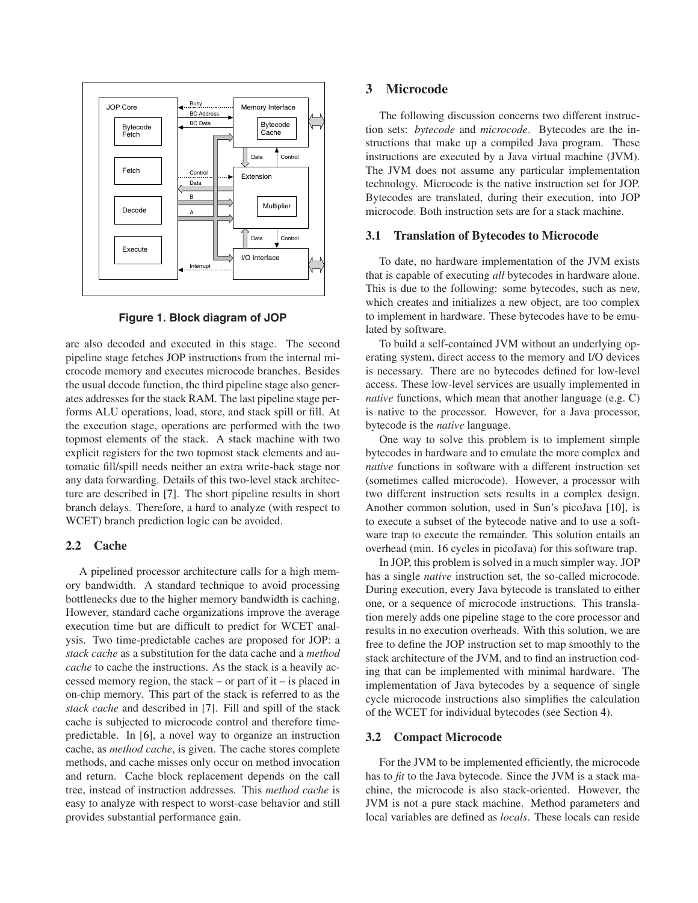JOP Core

Bytecode Fetch

Fetch

Decode

Execute

Busy

BC Address

BC Data

Control

Data

B

A

Interrupt

Memory Interface

Bytecode Cache

Data

Control

Extension

Multiplier

Data

Control

I/O Interface

**Figure 1. Block diagram of JOP**

are also decoded and executed in this stage. The second pipeline stage fetches JOP instructions from the internal microcode memory and executes microcode branches. Besides the usual decode function, the third pipeline stage also generates addresses for the stack RAM. The last pipeline stage performs ALU operations, load, store, and stack spill or fill. At the execution stage, operations are performed with the two topmost elements of the stack. A stack machine with two explicit registers for the two topmost stack elements and automatic fill/spill needs neither an extra write-back stage nor any data forwarding. Details of this two-level stack architecture are described in [7]. The short pipeline results in short branch delays. Therefore, a hard to analyze (with respect to WCET) branch prediction logic can be avoided.

### 2.2 Cache

A pipelined processor architecture calls for a high memory bandwidth. A standard technique to avoid processing bottlenecks due to the higher memory bandwidth is caching. However, standard cache organizations improve the average execution time but are difficult to predict for WCET analysis. Two time-predictable caches are proposed for JOP: a *stack cache* as a substitution for the data cache and a *method cache* to cache the instructions. As the stack is a heavily accessed memory region, the stack – or part of it – is placed in on-chip memory. This part of the stack is referred to as the *stack cache* and described in [7]. Fill and spill of the stack cache is subjected to microcode control and therefore time-predictable. In [6], a novel way to organize an instruction cache, as *method cache*, is given. The cache stores complete methods, and cache misses only occur on method invocation and return. Cache block replacement depends on the call tree, instead of instruction addresses. This *method cache* is easy to analyze with respect to worst-case behavior and still provides substantial performance gain.

## 3 Microcode

The following discussion concerns two different instruction sets: *bytecode* and *microcode*. Bytecodes are the instructions that make up a compiled Java program. These instructions are executed by a Java virtual machine (JVM). The JVM does not assume any particular implementation technology. Microcode is the native instruction set for JOP. Bytecodes are translated, during their execution, into JOP microcode. Both instruction sets are for a stack machine.

### 3.1 Translation of Bytecodes to Microcode

To date, no hardware implementation of the JVM exists that is capable of executing *all* bytecodes in hardware alone. This is due to the following: some bytecodes, such as `new`, which creates and initializes a new object, are too complex to implement in hardware. These bytecodes have to be emulated by software.

To build a self-contained JVM without an underlying operating system, direct access to the memory and I/O devices is necessary. There are no bytecodes defined for low-level access. These low-level services are usually implemented in *native* functions, which mean that another language (e.g. C) is native to the processor. However, for a Java processor, bytecode is the *native* language.

One way to solve this problem is to implement simple bytecodes in hardware and to emulate the more complex and *native* functions in software with a different instruction set (sometimes called microcode). However, a processor with two different instruction sets results in a complex design. Another common solution, used in Sun's picoJava [10], is to execute a subset of the bytecode native and to use a software trap to execute the remainder. This solution entails an overhead (min. 16 cycles in picoJava) for this software trap.

In JOP, this problem is solved in a much simpler way. JOP has a single *native* instruction set, the so-called microcode. During execution, every Java bytecode is translated to either one, or a sequence of microcode instructions. This translation merely adds one pipeline stage to the core processor and results in no execution overheads. With this solution, we are free to define the JOP instruction set to map smoothly to the stack architecture of the JVM, and to find an instruction coding that can be implemented with minimal hardware. The implementation of Java bytecodes by a sequence of single cycle microcode instructions also simplifies the calculation of the WCET for individual bytecodes (see Section 4).

### 3.2 Compact Microcode

For the JVM to be implemented efficiently, the microcode has to *fit* to the Java bytecode. Since the JVM is a stack machine, the microcode is also stack-oriented. However, the JVM is not a pure stack machine. Method parameters and local variables are defined as *locals*. These locals can reside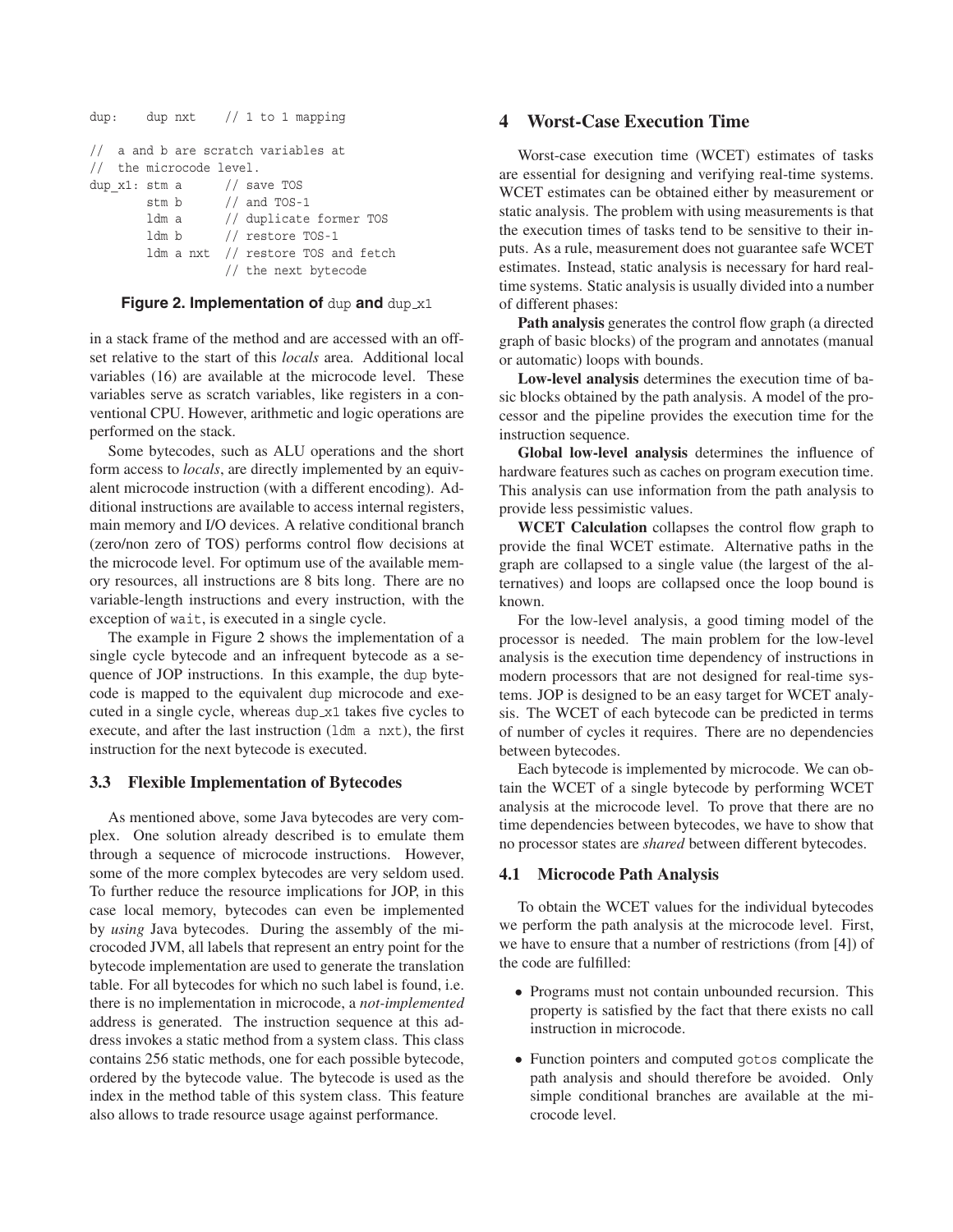```
dup:    dup nxt    // 1 to 1 mapping

//  a and b are scratch variables at
//  the microcode level.
dup_x1: stm a      // save TOS
        stm b      // and TOS-1
        ldm a      // duplicate former TOS
        ldm b      // restore TOS-1
        ldm a nxt  // restore TOS and fetch
                   // the next bytecode
```

**Figure 2. Implementation of dup and dup_x1**

in a stack frame of the method and are accessed with an offset relative to the start of this *locals* area. Additional local variables (16) are available at the microcode level. These variables serve as scratch variables, like registers in a conventional CPU. However, arithmetic and logic operations are performed on the stack.

Some bytecodes, such as ALU operations and the short form access to *locals*, are directly implemented by an equivalent microcode instruction (with a different encoding). Additional instructions are available to access internal registers, main memory and I/O devices. A relative conditional branch (zero/non zero of TOS) performs control flow decisions at the microcode level. For optimum use of the available memory resources, all instructions are 8 bits long. There are no variable-length instructions and every instruction, with the exception of wait, is executed in a single cycle.

The example in Figure 2 shows the implementation of a single cycle bytecode and an infrequent bytecode as a sequence of JOP instructions. In this example, the dup bytecode is mapped to the equivalent dup microcode and executed in a single cycle, whereas dup_x1 takes five cycles to execute, and after the last instruction (ldm a nxt), the first instruction for the next bytecode is executed.

### 3.3 Flexible Implementation of Bytecodes

As mentioned above, some Java bytecodes are very complex. One solution already described is to emulate them through a sequence of microcode instructions. However, some of the more complex bytecodes are very seldom used. To further reduce the resource implications for JOP, in this case local memory, bytecodes can even be implemented by *using* Java bytecodes. During the assembly of the microcoded JVM, all labels that represent an entry point for the bytecode implementation are used to generate the translation table. For all bytecodes for which no such label is found, i.e. there is no implementation in microcode, a *not-implemented* address is generated. The instruction sequence at this address invokes a static method from a system class. This class contains 256 static methods, one for each possible bytecode, ordered by the bytecode value. The bytecode is used as the index in the method table of this system class. This feature also allows to trade resource usage against performance.

## 4 Worst-Case Execution Time

Worst-case execution time (WCET) estimates of tasks are essential for designing and verifying real-time systems. WCET estimates can be obtained either by measurement or static analysis. The problem with using measurements is that the execution times of tasks tend to be sensitive to their inputs. As a rule, measurement does not guarantee safe WCET estimates. Instead, static analysis is necessary for hard real-time systems. Static analysis is usually divided into a number of different phases:

**Path analysis** generates the control flow graph (a directed graph of basic blocks) of the program and annotates (manual or automatic) loops with bounds.

**Low-level analysis** determines the execution time of basic blocks obtained by the path analysis. A model of the processor and the pipeline provides the execution time for the instruction sequence.

**Global low-level analysis** determines the influence of hardware features such as caches on program execution time. This analysis can use information from the path analysis to provide less pessimistic values.

**WCET Calculation** collapses the control flow graph to provide the final WCET estimate. Alternative paths in the graph are collapsed to a single value (the largest of the alternatives) and loops are collapsed once the loop bound is known.

For the low-level analysis, a good timing model of the processor is needed. The main problem for the low-level analysis is the execution time dependency of instructions in modern processors that are not designed for real-time systems. JOP is designed to be an easy target for WCET analysis. The WCET of each bytecode can be predicted in terms of number of cycles it requires. There are no dependencies between bytecodes.

Each bytecode is implemented by microcode. We can obtain the WCET of a single bytecode by performing WCET analysis at the microcode level. To prove that there are no time dependencies between bytecodes, we have to show that no processor states are *shared* between different bytecodes.

### 4.1 Microcode Path Analysis

To obtain the WCET values for the individual bytecodes we perform the path analysis at the microcode level. First, we have to ensure that a number of restrictions (from [4]) of the code are fulfilled:

- Programs must not contain unbounded recursion. This property is satisfied by the fact that there exists no call instruction in microcode.
- Function pointers and computed gotos complicate the path analysis and should therefore be avoided. Only simple conditional branches are available at the microcode level.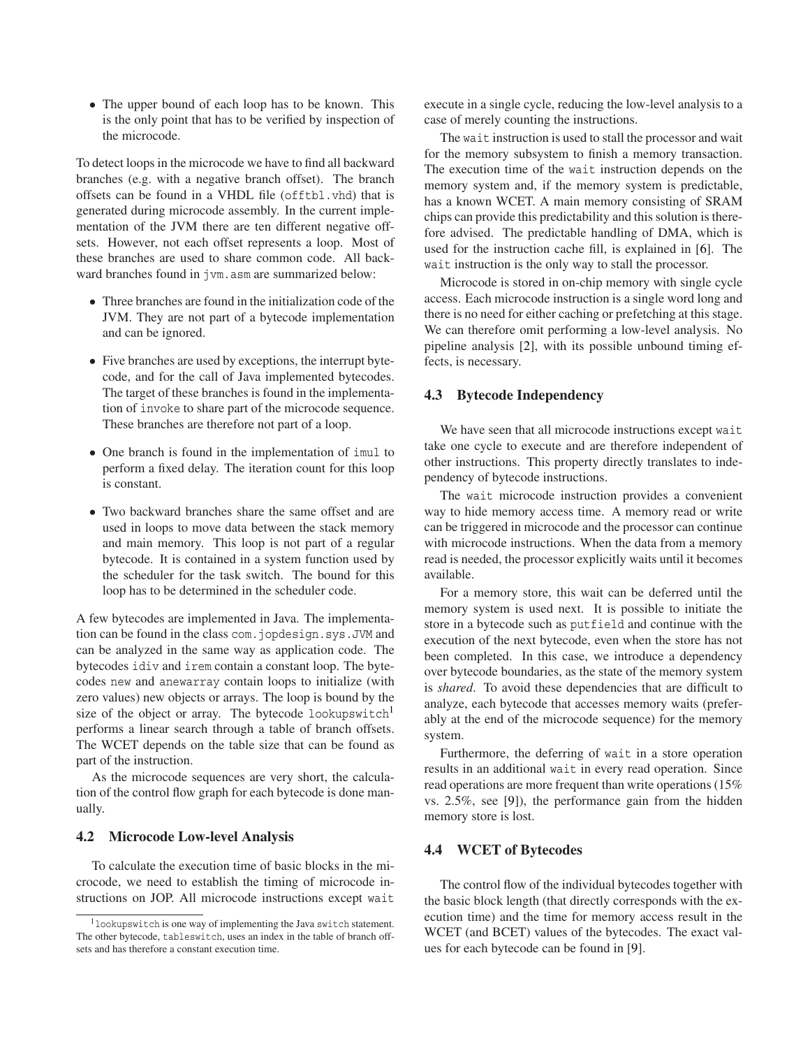- The upper bound of each loop has to be known. This is the only point that has to be verified by inspection of the microcode.

To detect loops in the microcode we have to find all backward branches (e.g. with a negative branch offset). The branch offsets can be found in a VHDL file (`offtbl.vhd`) that is generated during microcode assembly. In the current implementation of the JVM there are ten different negative offsets. However, not each offset represents a loop. Most of these branches are used to share common code. All backward branches found in `jvm.asm` are summarized below:

- Three branches are found in the initialization code of the JVM. They are not part of a bytecode implementation and can be ignored.
- Five branches are used by exceptions, the interrupt bytecode, and for the call of Java implemented bytecodes. The target of these branches is found in the implementation of `invoke` to share part of the microcode sequence. These branches are therefore not part of a loop.
- One branch is found in the implementation of `imul` to perform a fixed delay. The iteration count for this loop is constant.
- Two backward branches share the same offset and are used in loops to move data between the stack memory and main memory. This loop is not part of a regular bytecode. It is contained in a system function used by the scheduler for the task switch. The bound for this loop has to be determined in the scheduler code.

A few bytecodes are implemented in Java. The implementation can be found in the class `com.jopdesign.sys.JVM` and can be analyzed in the same way as application code. The bytecodes `idiv` and `irem` contain a constant loop. The bytecodes `new` and `anewarray` contain loops to initialize (with zero values) new objects or arrays. The loop is bound by the size of the object or array. The bytecode `lookupswitch`[1] performs a linear search through a table of branch offsets. The WCET depends on the table size that can be found as part of the instruction.

As the microcode sequences are very short, the calculation of the control flow graph for each bytecode is done manually.

### 4.2 Microcode Low-level Analysis

To calculate the execution time of basic blocks in the microcode, we need to establish the timing of microcode instructions on JOP. All microcode instructions except `wait` execute in a single cycle, reducing the low-level analysis to a case of merely counting the instructions.

The `wait` instruction is used to stall the processor and wait for the memory subsystem to finish a memory transaction. The execution time of the `wait` instruction depends on the memory system and, if the memory system is predictable, has a known WCET. A main memory consisting of SRAM chips can provide this predictability and this solution is therefore advised. The predictable handling of DMA, which is used for the instruction cache fill, is explained in [6]. The `wait` instruction is the only way to stall the processor.

Microcode is stored in on-chip memory with single cycle access. Each microcode instruction is a single word long and there is no need for either caching or prefetching at this stage. We can therefore omit performing a low-level analysis. No pipeline analysis [2], with its possible unbound timing effects, is necessary.

### 4.3 Bytecode Independency

We have seen that all microcode instructions except `wait` take one cycle to execute and are therefore independent of other instructions. This property directly translates to independency of bytecode instructions.

The `wait` microcode instruction provides a convenient way to hide memory access time. A memory read or write can be triggered in microcode and the processor can continue with microcode instructions. When the data from a memory read is needed, the processor explicitly waits until it becomes available.

For a memory store, this wait can be deferred until the memory system is used next. It is possible to initiate the store in a bytecode such as `putfield` and continue with the execution of the next bytecode, even when the store has not been completed. In this case, we introduce a dependency over bytecode boundaries, as the state of the memory system is *shared*. To avoid these dependencies that are difficult to analyze, each bytecode that accesses memory waits (preferably at the end of the microcode sequence) for the memory system.

Furthermore, the deferring of `wait` in a store operation results in an additional `wait` in every read operation. Since read operations are more frequent than write operations (15% vs. 2.5%, see [9]), the performance gain from the hidden memory store is lost.

### 4.4 WCET of Bytecodes

The control flow of the individual bytecodes together with the basic block length (that directly corresponds with the execution time) and the time for memory access result in the WCET (and BCET) values of the bytecodes. The exact values for each bytecode can be found in [9].

[1] `lookupswitch` is one way of implementing the Java `switch` statement. The other bytecode, `tableswitch`, uses an index in the table of branch offsets and has therefore a constant execution time.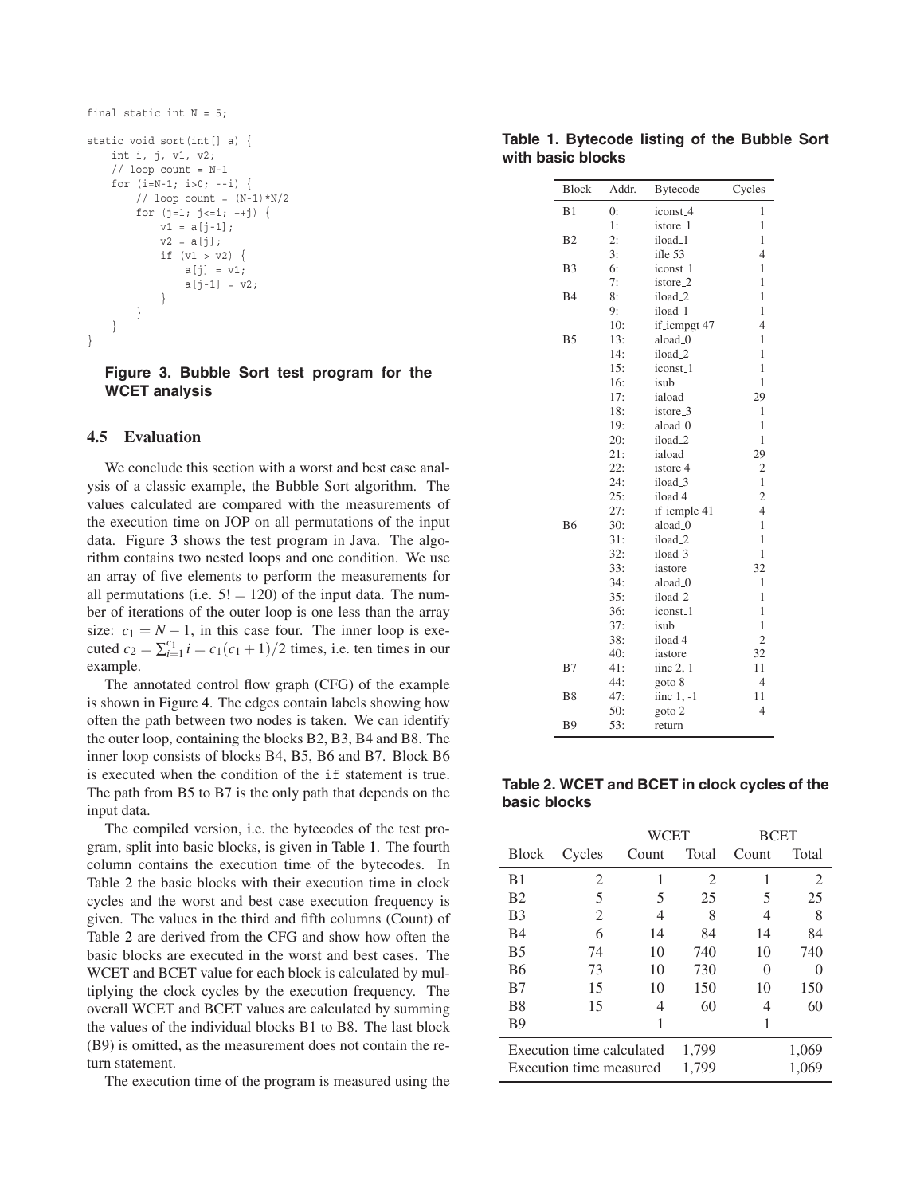```
final static int N = 5;

static void sort(int[] a) {
    int i, j, v1, v2;
    // loop count = N-1
    for (i=N-1; i>0; --i) {
        // loop count = (N-1)*N/2
        for (j=1; j<=i; ++j) {
            v1 = a[j-1];
            v2 = a[j];
            if (v1 > v2) {
                a[j] = v1;
                a[j-1] = v2;
            }
        }
    }
}
```

**Figure 3. Bubble Sort test program for the WCET analysis**

### 4.5 Evaluation

We conclude this section with a worst and best case analysis of a classic example, the Bubble Sort algorithm. The values calculated are compared with the measurements of the execution time on JOP on all permutations of the input data. Figure 3 shows the test program in Java. The algorithm contains two nested loops and one condition. We use an array of five elements to perform the measurements for all permutations (i.e. $5! = 120$) of the input data. The number of iterations of the outer loop is one less than the array size: $c_1 = N - 1$, in this case four. The inner loop is executed $c_2 = \sum_{i=1}^{c_1} i = c_1(c_1+1)/2$ times, i.e. ten times in our example.

The annotated control flow graph (CFG) of the example is shown in Figure 4. The edges contain labels showing how often the path between two nodes is taken. We can identify the outer loop, containing the blocks B2, B3, B4 and B8. The inner loop consists of blocks B4, B5, B6 and B7. Block B6 is executed when the condition of the `if` statement is true. The path from B5 to B7 is the only path that depends on the input data.

The compiled version, i.e. the bytecodes of the test program, split into basic blocks, is given in Table 1. The fourth column contains the execution time of the bytecodes. In Table 2 the basic blocks with their execution time in clock cycles and the worst and best case execution frequency is given. The values in the third and fifth columns (Count) of Table 2 are derived from the CFG and show how often the basic blocks are executed in the worst and best cases. The WCET and BCET value for each block is calculated by multiplying the clock cycles by the execution frequency. The overall WCET and BCET values are calculated by summing the values of the individual blocks B1 to B8. The last block (B9) is omitted, as the measurement does not contain the return statement.

The execution time of the program is measured using the

**Table 1. Bytecode listing of the Bubble Sort with basic blocks**

| Block | Addr. | Bytecode | Cycles |
|---|---|---|---|
| B1 | 0: | iconst_4 | 1 |
| | 1: | istore_1 | 1 |
| B2 | 2: | iload_1 | 1 |
| | 3: | ifle 53 | 4 |
| B3 | 6: | iconst_1 | 1 |
| | 7: | istore_2 | 1 |
| B4 | 8: | iload_2 | 1 |
| | 9: | iload_1 | 1 |
| | 10: | if_icmpgt 47 | 4 |
| B5 | 13: | aload_0 | 1 |
| | 14: | iload_2 | 1 |
| | 15: | iconst_1 | 1 |
| | 16: | isub | 1 |
| | 17: | iaload | 29 |
| | 18: | istore_3 | 1 |
| | 19: | aload_0 | 1 |
| | 20: | iload_2 | 1 |
| | 21: | iaload | 29 |
| | 22: | istore 4 | 2 |
| | 24: | iload_3 | 1 |
| | 25: | iload 4 | 2 |
| | 27: | if_icmple 41 | 4 |
| B6 | 30: | aload_0 | 1 |
| | 31: | iload_2 | 1 |
| | 32: | iload_3 | 1 |
| | 33: | iastore | 32 |
| | 34: | aload_0 | 1 |
| | 35: | iload_2 | 1 |
| | 36: | iconst_1 | 1 |
| | 37: | isub | 1 |
| | 38: | iload 4 | 2 |
| | 40: | iastore | 32 |
| B7 | 41: | iinc 2, 1 | 11 |
| | 44: | goto 8 | 4 |
| B8 | 47: | iinc 1, -1 | 11 |
| | 50: | goto 2 | 4 |
| B9 | 53: | return | |

**Table 2. WCET and BCET in clock cycles of the basic blocks**

| | | WCET | | BCET | |
|---|---|---|---|---|---|
| Block | Cycles | Count | Total | Count | Total |
| B1 | 2 | 1 | 2 | 1 | 2 |
| B2 | 5 | 5 | 25 | 5 | 25 |
| B3 | 2 | 4 | 8 | 4 | 8 |
| B4 | 6 | 14 | 84 | 14 | 84 |
| B5 | 74 | 10 | 740 | 10 | 740 |
| B6 | 73 | 10 | 730 | 0 | 0 |
| B7 | 15 | 10 | 150 | 10 | 150 |
| B8 | 15 | 4 | 60 | 4 | 60 |
| B9 | | 1 | | 1 | |
| Execution time calculated | | | 1,799 | | 1,069 |
| Execution time measured | | | 1,799 | | 1,069 |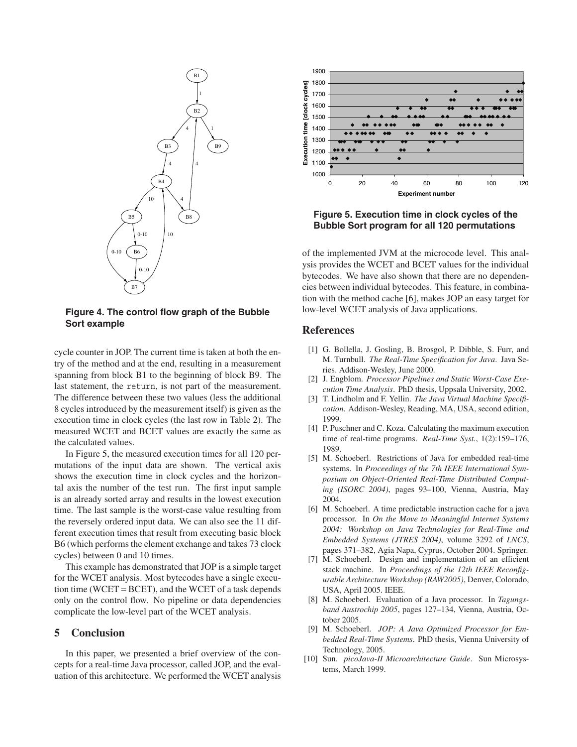B1

1

B2

4

1

B3

B9

4

4

B4

10

4

B5

B8

0-10

10

0-10

B6

0-10

B7

**Figure 4. The control flow graph of the Bubble Sort example**

cycle counter in JOP. The current time is taken at both the entry of the method and at the end, resulting in a measurement spanning from block B1 to the beginning of block B9. The last statement, the `return`, is not part of the measurement. The difference between these two values (less the additional 8 cycles introduced by the measurement itself) is given as the execution time in clock cycles (the last row in Table 2). The measured WCET and BCET values are exactly the same as the calculated values.

In Figure 5, the measured execution times for all 120 permutations of the input data are shown. The vertical axis shows the execution time in clock cycles and the horizontal axis the number of the test run. The first input sample is an already sorted array and results in the lowest execution time. The last sample is the worst-case value resulting from the reversely ordered input data. We can also see the 11 different execution times that result from executing basic block B6 (which performs the element exchange and takes 73 clock cycles) between 0 and 10 times.

This example has demonstrated that JOP is a simple target for the WCET analysis. Most bytecodes have a single execution time (WCET = BCET), and the WCET of a task depends only on the control flow. No pipeline or data dependencies complicate the low-level part of the WCET analysis.

## 5 Conclusion

In this paper, we presented a brief overview of the concepts for a real-time Java processor, called JOP, and the evaluation of this architecture. We performed the WCET analysis

Execution time [clock cycles]

1900
1800
1700
1600
1500
1400
1300
1200
1100
1000

0 20 40 60 80 100 120

Experiment number

**Figure 5. Execution time in clock cycles of the Bubble Sort program for all 120 permutations**

of the implemented JVM at the microcode level. This analysis provides the WCET and BCET values for the individual bytecodes. We have also shown that there are no dependencies between individual bytecodes. This feature, in combination with the method cache [6], makes JOP an easy target for low-level WCET analysis of Java applications.

## References

[1] G. Bollella, J. Gosling, B. Brosgol, P. Dibble, S. Furr, and M. Turnbull. *The Real-Time Specification for Java*. Java Series. Addison-Wesley, June 2000.

[2] J. Engblom. *Processor Pipelines and Static Worst-Case Execution Time Analysis*. PhD thesis, Uppsala University, 2002.

[3] T. Lindholm and F. Yellin. *The Java Virtual Machine Specification*. Addison-Wesley, Reading, MA, USA, second edition, 1999.

[4] P. Puschner and C. Koza. Calculating the maximum execution time of real-time programs. *Real-Time Syst.*, 1(2):159–176, 1989.

[5] M. Schoeberl. Restrictions of Java for embedded real-time systems. In *Proceedings of the 7th IEEE International Symposium on Object-Oriented Real-Time Distributed Computing (ISORC 2004)*, pages 93–100, Vienna, Austria, May 2004.

[6] M. Schoeberl. A time predictable instruction cache for a java processor. In *On the Move to Meaningful Internet Systems 2004: Workshop on Java Technologies for Real-Time and Embedded Systems (JTRES 2004)*, volume 3292 of *LNCS*, pages 371–382, Agia Napa, Cyprus, October 2004. Springer.

[7] M. Schoeberl. Design and implementation of an efficient stack machine. In *Proceedings of the 12th IEEE Reconfigurable Architecture Workshop (RAW2005)*, Denver, Colorado, USA, April 2005. IEEE.

[8] M. Schoeberl. Evaluation of a Java processor. In *Tagungsband Austrochip 2005*, pages 127–134, Vienna, Austria, October 2005.

[9] M. Schoeberl. *JOP: A Java Optimized Processor for Embedded Real-Time Systems*. PhD thesis, Vienna University of Technology, 2005.

[10] Sun. *picoJava-II Microarchitecture Guide*. Sun Microsystems, March 1999.